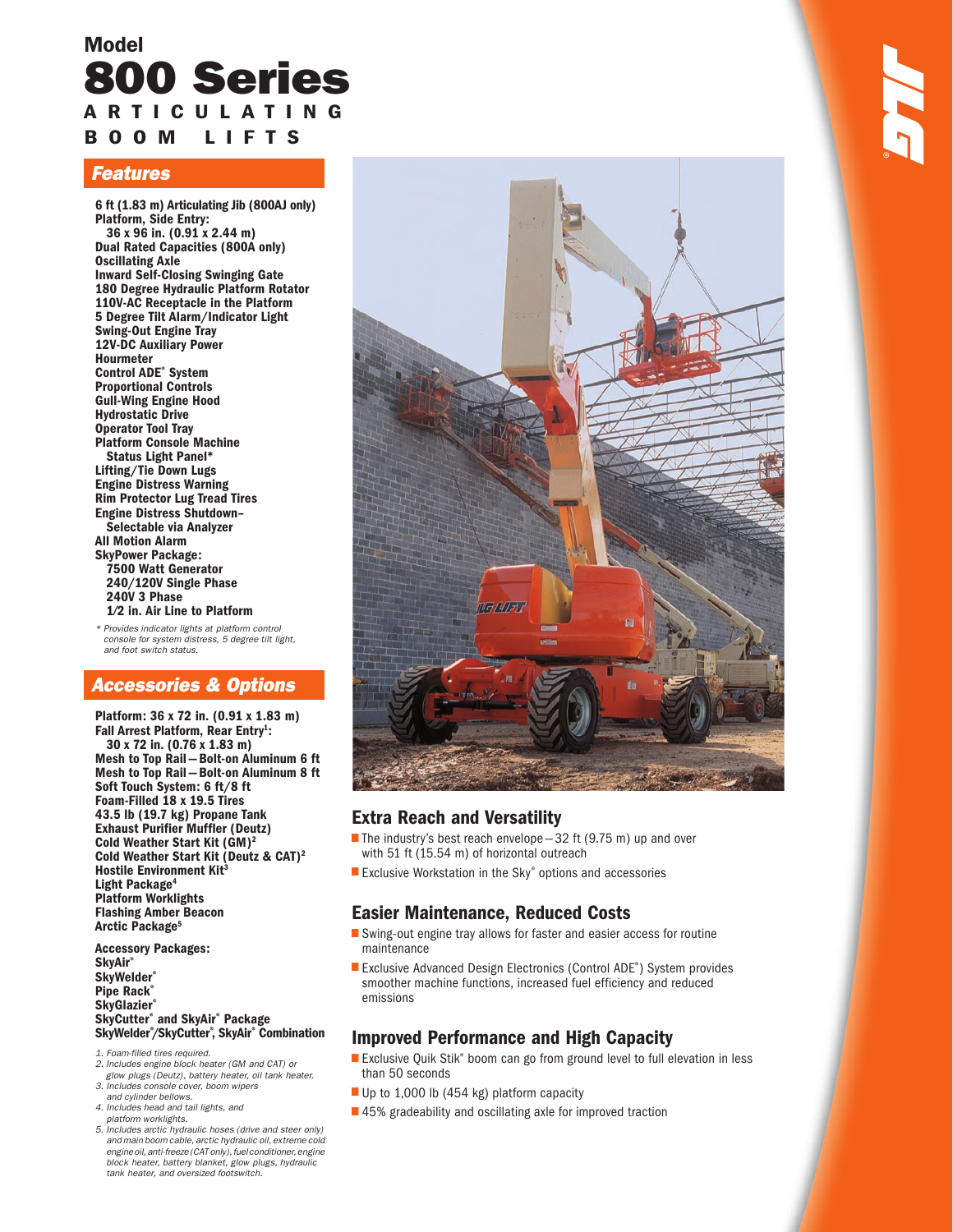# Model
# 800 Series
## ARTICULATING BOOM LIFTS

## Features

**6 ft (1.83 m) Articulating Jib (800AJ only)**
**Platform, Side Entry:**
**36 x 96 in. (0.91 x 2.44 m)**
**Dual Rated Capacities (800A only)**
**Oscillating Axle**
**Inward Self-Closing Swinging Gate**
**180 Degree Hydraulic Platform Rotator**
**110V-AC Receptacle in the Platform**
**5 Degree Tilt Alarm/Indicator Light**
**Swing-Out Engine Tray**
**12V-DC Auxiliary Power**
**Hourmeter**
**Control ADE® System**
**Proportional Controls**
**Gull-Wing Engine Hood**
**Hydrostatic Drive**
**Operator Tool Tray**
**Platform Console Machine Status Light Panel***
**Lifting/Tie Down Lugs**
**Engine Distress Warning**
**Rim Protector Lug Tread Tires**
**Engine Distress Shutdown–Selectable via Analyzer**
**All Motion Alarm**
**SkyPower Package:**
**7500 Watt Generator**
**240/120V Single Phase**
**240V 3 Phase**
**1/2 in. Air Line to Platform**

*\* Provides indicator lights at platform control console for system distress, 5 degree tilt light, and foot switch status.*

## Accessories & Options

**Platform: 36 x 72 in. (0.91 x 1.83 m)**
**Fall Arrest Platform, Rear Entry[1]:**
**30 x 72 in. (0.76 x 1.83 m)**
**Mesh to Top Rail—Bolt-on Aluminum 6 ft**
**Mesh to Top Rail—Bolt-on Aluminum 8 ft**
**Soft Touch System: 6 ft/8 ft**
**Foam-Filled 18 x 19.5 Tires**
**43.5 lb (19.7 kg) Propane Tank**
**Exhaust Purifier Muffler (Deutz)**
**Cold Weather Start Kit (GM)[2]**
**Cold Weather Start Kit (Deutz & CAT)[2]**
**Hostile Environment Kit[3]**
**Light Package[4]**
**Platform Worklights**
**Flashing Amber Beacon**
**Arctic Package[5]**

**Accessory Packages:**
**SkyAir®**
**SkyWelder®**
**Pipe Rack®**
**SkyGlazier®**
**SkyCutter® and SkyAir® Package**
**SkyWelder®/SkyCutter®, SkyAir® Combination**

*1. Foam-filled tires required.*
*2. Includes engine block heater (GM and CAT) or glow plugs (Deutz), battery heater, oil tank heater.*
*3. Includes console cover, boom wipers and cylinder bellows.*
*4. Includes head and tail lights, and platform worklights.*
*5. Includes arctic hydraulic hoses (drive and steer only) and main boom cable, arctic hydraulic oil, extreme cold engine oil, anti-freeze (CAT only), fuel conditioner, engine block heater, battery blanket, glow plugs, hydraulic tank heater, and oversized footswitch.*

## Extra Reach and Versatility

- The industry's best reach envelope—32 ft (9.75 m) up and over with 51 ft (15.54 m) of horizontal outreach
- Exclusive Workstation in the Sky® options and accessories

## Easier Maintenance, Reduced Costs

- Swing-out engine tray allows for faster and easier access for routine maintenance
- Exclusive Advanced Design Electronics (Control ADE®) System provides smoother machine functions, increased fuel efficiency and reduced emissions

## Improved Performance and High Capacity

- Exclusive Quik Stik® boom can go from ground level to full elevation in less than 50 seconds
- Up to 1,000 lb (454 kg) platform capacity
- 45% gradeability and oscillating axle for improved traction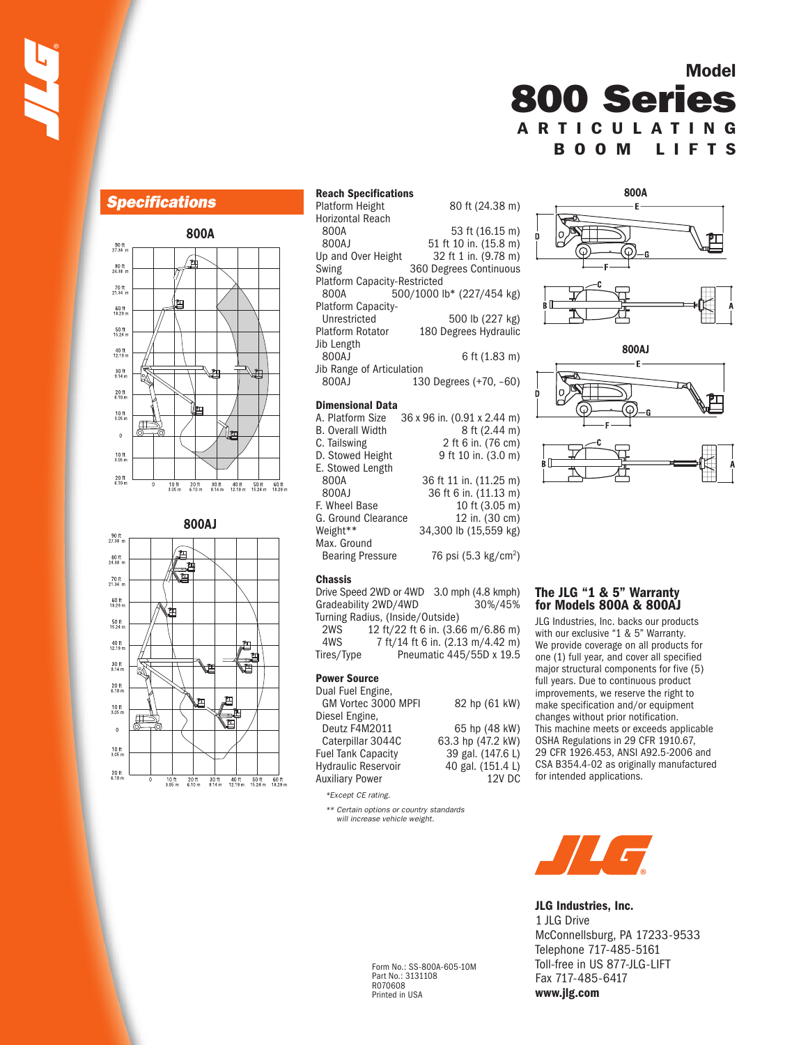# Model 800 Series

## ARTICULATING BOOM LIFTS

## Specifications

800A

90 ft 27.38 m
80 ft 24.38 m
70 ft 21.34 m
60 ft 18.29 m
50 ft 15.24 m
40 ft 12.19 m
30 ft 9.14 m
20 ft 6.10 m
10 ft 3.05 m
0
10 ft 3.05 m
20 ft 6.10 m
0 10 ft 3.05 m 20 ft 6.10 m 30 ft 9.14 m 40 ft 12.19 m 50 ft 15.24 m 60 ft 18.29 m

800AJ

90 ft 27.38 m
80 ft 24.38 m
70 ft 21.34 m
60 ft 18.29 m
50 ft 15.24 m
40 ft 12.19 m
30 ft 9.14 m
20 ft 6.10 m
10 ft 3.05 m
0
10 ft 3.05 m
20 ft 6.10 m
0 10 ft 3.05 m 20 ft 6.10 m 30 ft 9.14 m 40 ft 12.19 m 50 ft 15.24 m 60 ft 18.29 m

### Reach Specifications

| | |
|---|---|
| Platform Height | 80 ft (24.38 m) |
| Horizontal Reach | |
| 800A | 53 ft (16.15 m) |
| 800AJ | 51 ft 10 in. (15.8 m) |
| Up and Over Height | 32 ft 1 in. (9.78 m) |
| Swing | 360 Degrees Continuous |
| Platform Capacity-Restricted | |
| 800A | 500/1000 lb* (227/454 kg) |
| Platform Capacity-Unrestricted | 500 lb (227 kg) |
| Platform Rotator | 180 Degrees Hydraulic |
| Jib Length | |
| 800AJ | 6 ft (1.83 m) |
| Jib Range of Articulation | |
| 800AJ | 130 Degrees (+70, –60) |

### Dimensional Data

| | |
|---|---|
| A. Platform Size | 36 x 96 in. (0.91 x 2.44 m) |
| B. Overall Width | 8 ft (2.44 m) |
| C. Tailswing | 2 ft 6 in. (76 cm) |
| D. Stowed Height | 9 ft 10 in. (3.0 m) |
| E. Stowed Length | |
| 800A | 36 ft 11 in. (11.25 m) |
| 800AJ | 36 ft 6 in. (11.13 m) |
| F. Wheel Base | 10 ft (3.05 m) |
| G. Ground Clearance | 12 in. (30 cm) |
| Weight** | 34,300 lb (15,559 kg) |
| Max. Ground Bearing Pressure | 76 psi (5.3 kg/cm$^2$) |

### Chassis

| | |
|---|---|
| Drive Speed 2WD or 4WD | 3.0 mph (4.8 kmph) |
| Gradeability 2WD/4WD | 30%/45% |
| Turning Radius, (Inside/Outside) | |
| 2WS | 12 ft/22 ft 6 in. (3.66 m/6.86 m) |
| 4WS | 7 ft/14 ft 6 in. (2.13 m/4.42 m) |
| Tires/Type | Pneumatic 445/55D x 19.5 |

### Power Source

| | |
|---|---|
| Dual Fuel Engine, GM Vortec 3000 MPFI | 82 hp (61 kW) |
| Diesel Engine, | |
| Deutz F4M2011 | 65 hp (48 kW) |
| Caterpillar 3044C | 63.3 hp (47.2 kW) |
| Fuel Tank Capacity | 39 gal. (147.6 L) |
| Hydraulic Reservoir | 40 gal. (151.4 L) |
| Auxiliary Power | 12V DC |

*Except CE rating.

** Certain options or country standards will increase vehicle weight.

800A

E
D
G
F
C
B
A

800AJ

E
D
G
F
C
B
A

### The JLG "1 & 5" Warranty for Models 800A & 800AJ

JLG Industries, Inc. backs our products with our exclusive "1 & 5" Warranty. We provide coverage on all products for one (1) full year, and cover all specified major structural components for five (5) full years. Due to continuous product improvements, we reserve the right to make specification and/or equipment changes without prior notification. This machine meets or exceeds applicable OSHA Regulations in 29 CFR 1910.67, 29 CFR 1926.453, ANSI A92.5-2006 and CSA B354.4-02 as originally manufactured for intended applications.

**JLG Industries, Inc.**
1 JLG Drive
McConnellsburg, PA 17233-9533
Telephone 717-485-5161
Toll-free in US 877-JLG-LIFT
Fax 717-485-6417
**www.jlg.com**

Form No.: SS-800A-605-10M
Part No.: 3131108
R070608
Printed in USA